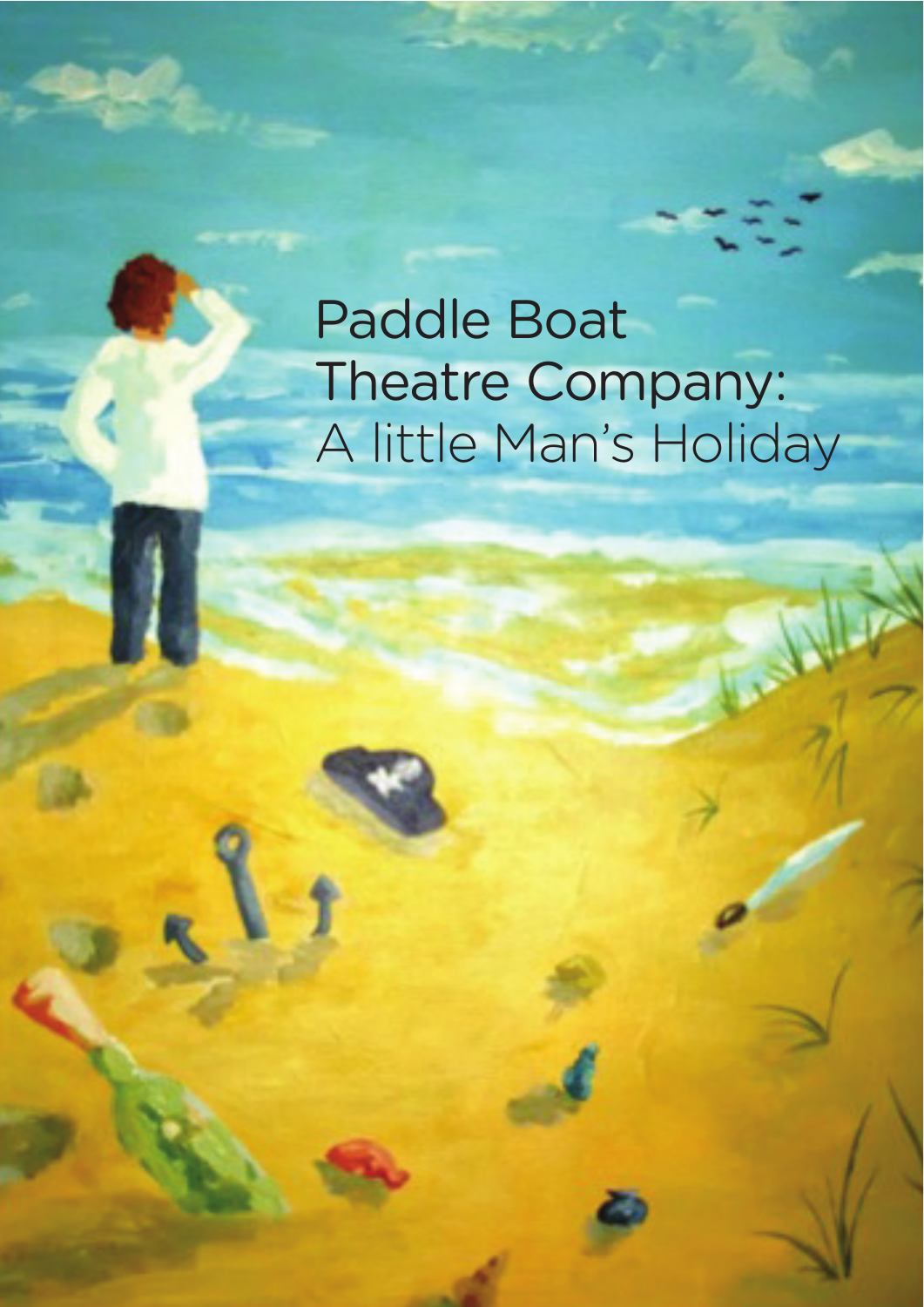# Paddle Boat Theatre Company: A little Man's Holiday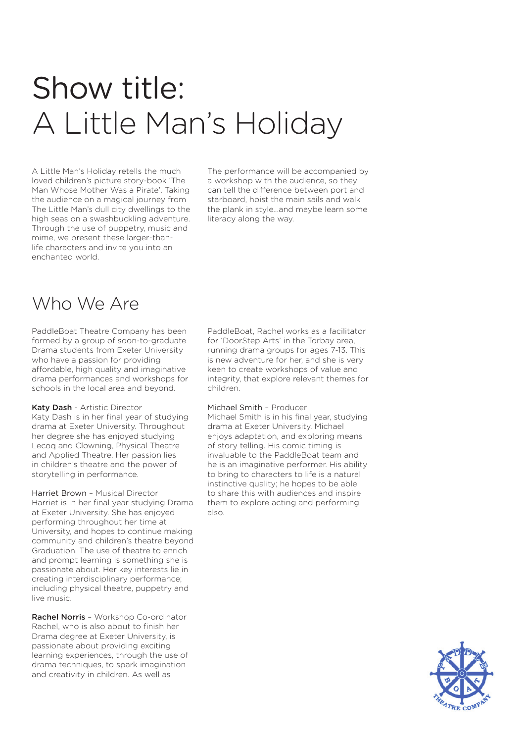# Show title: A Little Man's Holiday

A Little Man's Holiday retells the much loved children's picture story-book 'The Man Whose Mother Was a Pirate'. Taking the audience on a magical journey from The Little Man's dull city dwellings to the high seas on a swashbuckling adventure. Through the use of puppetry, music and mime, we present these larger-than-life characters and invite you into an enchanted world.

The performance will be accompanied by a workshop with the audience, so they can tell the difference between port and starboard, hoist the main sails and walk the plank in style...and maybe learn some literacy along the way.

## Who We Are

PaddleBoat Theatre Company has been formed by a group of soon-to-graduate Drama students from Exeter University who have a passion for providing affordable, high quality and imaginative drama performances and workshops for schools in the local area and beyond.

**Katy Dash** - Artistic Director
Katy Dash is in her final year of studying drama at Exeter University. Throughout her degree she has enjoyed studying Lecoq and Clowning, Physical Theatre and Applied Theatre. Her passion lies in children's theatre and the power of storytelling in performance.

Harriet Brown – Musical Director
Harriet is in her final year studying Drama at Exeter University. She has enjoyed performing throughout her time at University, and hopes to continue making community and children's theatre beyond Graduation. The use of theatre to enrich and prompt learning is something she is passionate about. Her key interests lie in creating interdisciplinary performance; including physical theatre, puppetry and live music.

**Rachel Norris** – Workshop Co-ordinator
Rachel, who is also about to finish her Drama degree at Exeter University, is passionate about providing exciting learning experiences, through the use of drama techniques, to spark imagination and creativity in children. As well as PaddleBoat, Rachel works as a facilitator for 'DoorStep Arts' in the Torbay area, running drama groups for ages 7-13. This is new adventure for her, and she is very keen to create workshops of value and integrity, that explore relevant themes for children.

Michael Smith – Producer
Michael Smith is in his final year, studying drama at Exeter University. Michael enjoys adaptation, and exploring means of story telling. His comic timing is invaluable to the PaddleBoat team and he is an imaginative performer. His ability to bring to characters to life is a natural instinctive quality; he hopes to be able to share this with audiences and inspire them to explore acting and performing also.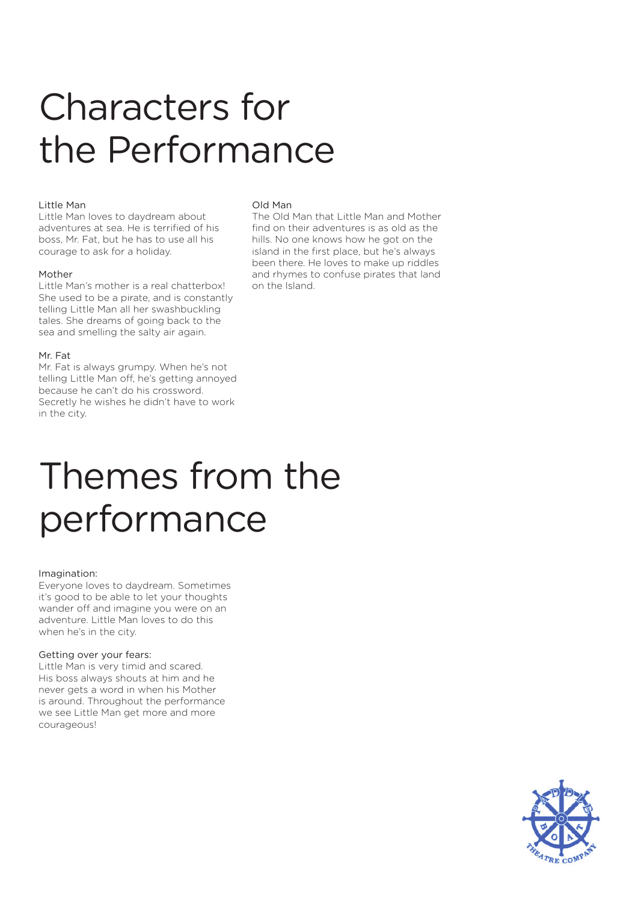# Characters for the Performance

### Little Man

Little Man loves to daydream about adventures at sea. He is terrified of his boss, Mr. Fat, but he has to use all his courage to ask for a holiday.

### Mother

Little Man's mother is a real chatterbox! She used to be a pirate, and is constantly telling Little Man all her swashbuckling tales. She dreams of going back to the sea and smelling the salty air again.

### Mr. Fat

Mr. Fat is always grumpy. When he's not telling Little Man off, he's getting annoyed because he can't do his crossword. Secretly he wishes he didn't have to work in the city.

### Old Man

The Old Man that Little Man and Mother find on their adventures is as old as the hills. No one knows how he got on the island in the first place, but he's always been there. He loves to make up riddles and rhymes to confuse pirates that land on the Island.

# Themes from the performance

### Imagination:

Everyone loves to daydream. Sometimes it's good to be able to let your thoughts wander off and imagine you were on an adventure. Little Man loves to do this when he's in the city.

### Getting over your fears:

Little Man is very timid and scared. His boss always shouts at him and he never gets a word in when his Mother is around. Throughout the performance we see Little Man get more and more courageous!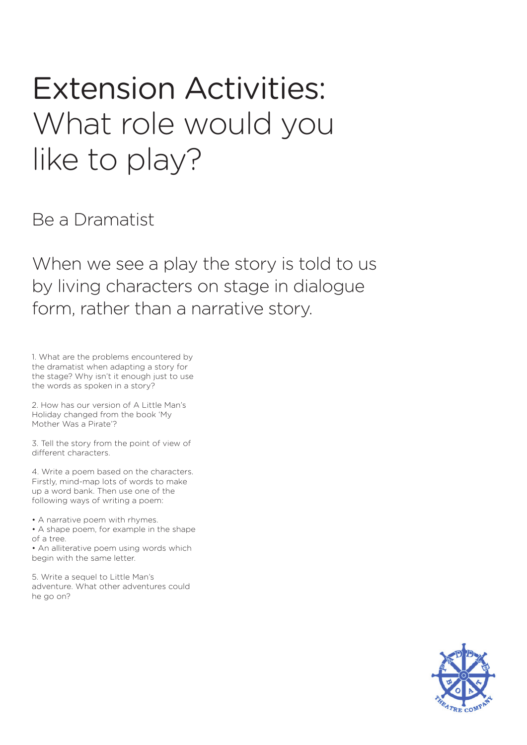# Extension Activities: What role would you like to play?

## Be a Dramatist

When we see a play the story is told to us by living characters on stage in dialogue form, rather than a narrative story.

1. What are the problems encountered by the dramatist when adapting a story for the stage? Why isn't it enough just to use the words as spoken in a story?

2. How has our version of A Little Man's Holiday changed from the book 'My Mother Was a Pirate'?

3. Tell the story from the point of view of different characters.

4. Write a poem based on the characters. Firstly, mind-map lots of words to make up a word bank. Then use one of the following ways of writing a poem:

- A narrative poem with rhymes.
- A shape poem, for example in the shape of a tree.
- An alliterative poem using words which begin with the same letter.

5. Write a sequel to Little Man's adventure. What other adventures could he go on?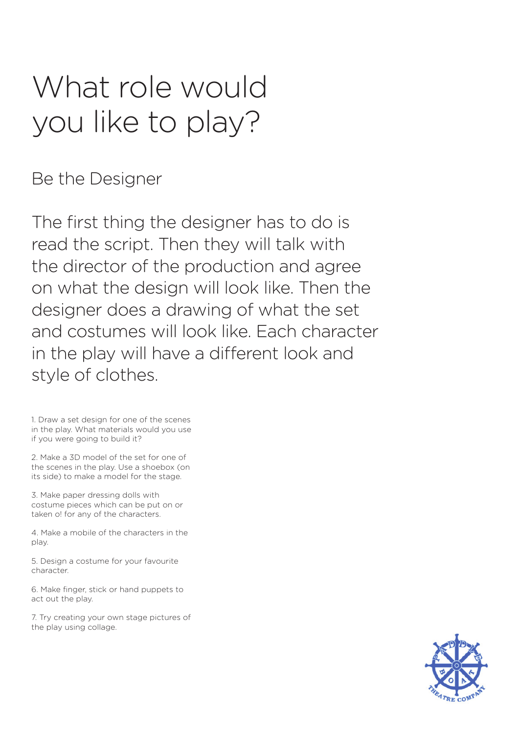# What role would you like to play?

## Be the Designer

The first thing the designer has to do is read the script. Then they will talk with the director of the production and agree on what the design will look like. Then the designer does a drawing of what the set and costumes will look like. Each character in the play will have a different look and style of clothes.

1. Draw a set design for one of the scenes in the play. What materials would you use if you were going to build it?

2. Make a 3D model of the set for one of the scenes in the play. Use a shoebox (on its side) to make a model for the stage.

3. Make paper dressing dolls with costume pieces which can be put on or taken o! for any of the characters.

4. Make a mobile of the characters in the play.

5. Design a costume for your favourite character.

6. Make finger, stick or hand puppets to act out the play.

7. Try creating your own stage pictures of the play using collage.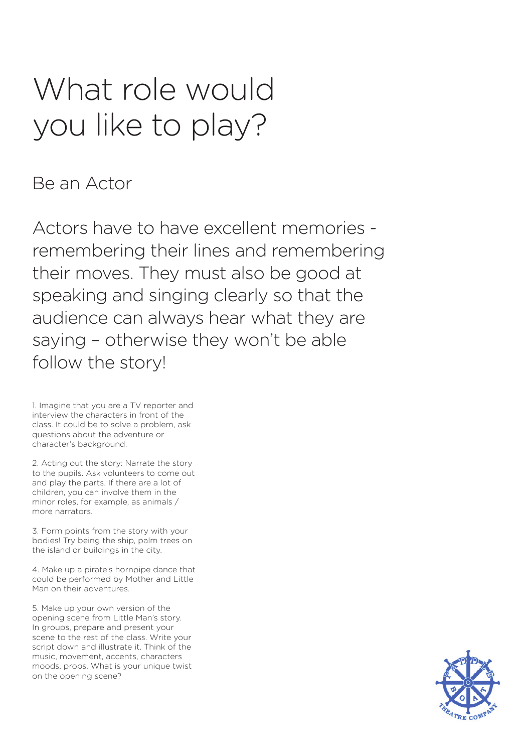# What role would you like to play?

## Be an Actor

Actors have to have excellent memories - remembering their lines and remembering their moves. They must also be good at speaking and singing clearly so that the audience can always hear what they are saying – otherwise they won't be able follow the story!

1. Imagine that you are a TV reporter and interview the characters in front of the class. It could be to solve a problem, ask questions about the adventure or character's background.

2. Acting out the story: Narrate the story to the pupils. Ask volunteers to come out and play the parts. If there are a lot of children, you can involve them in the minor roles, for example, as animals / more narrators.

3. Form points from the story with your bodies! Try being the ship, palm trees on the island or buildings in the city.

4. Make up a pirate's hornpipe dance that could be performed by Mother and Little Man on their adventures.

5. Make up your own version of the opening scene from Little Man's story. In groups, prepare and present your scene to the rest of the class. Write your script down and illustrate it. Think of the music, movement, accents, characters moods, props. What is your unique twist on the opening scene?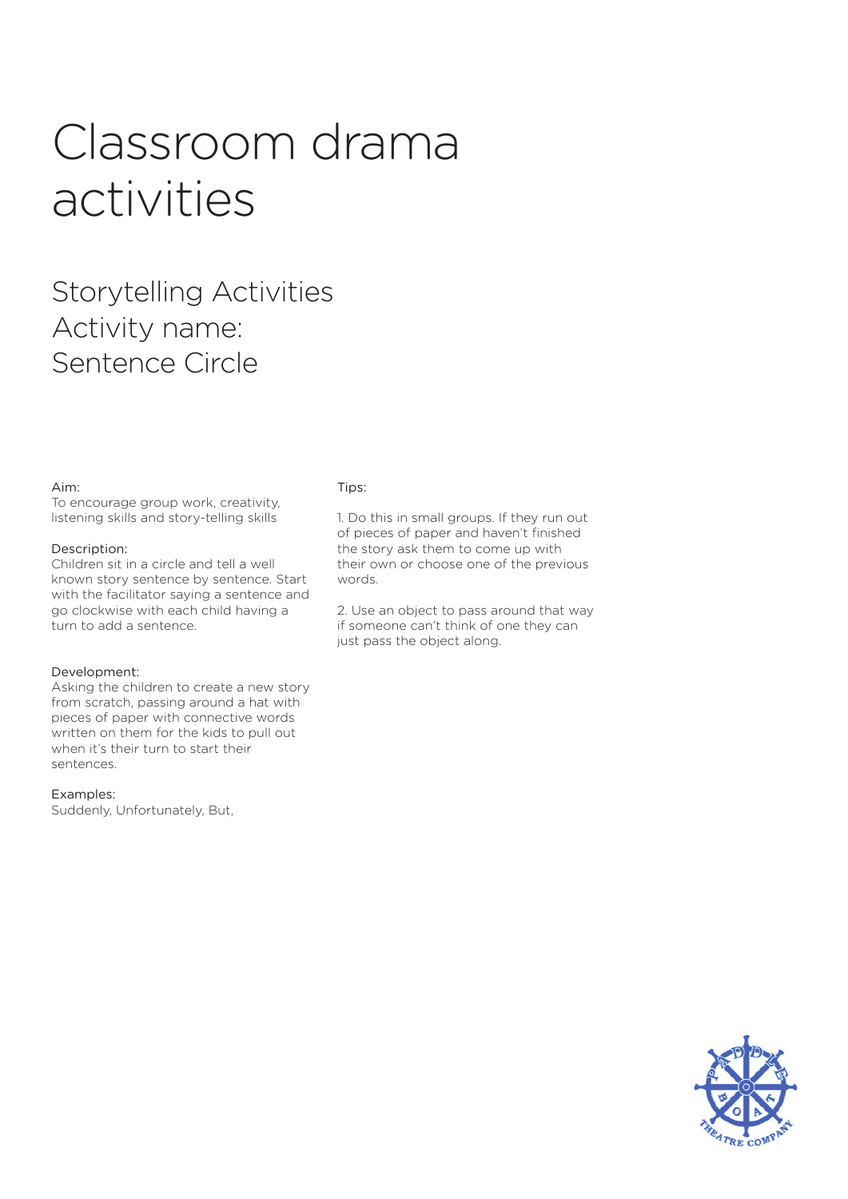# Classroom drama activities

## Storytelling Activities
## Activity name:
## Sentence Circle

Aim:
To encourage group work, creativity, listening skills and story-telling skills

Description:
Children sit in a circle and tell a well known story sentence by sentence. Start with the facilitator saying a sentence and go clockwise with each child having a turn to add a sentence.

Development:
Asking the children to create a new story from scratch, passing around a hat with pieces of paper with connective words written on them for the kids to pull out when it's their turn to start their sentences.

Examples:
Suddenly, Unfortunately, But,

Tips:

1. Do this in small groups. If they run out of pieces of paper and haven't finished the story ask them to come up with their own or choose one of the previous words.

2. Use an object to pass around that way if someone can't think of one they can just pass the object along.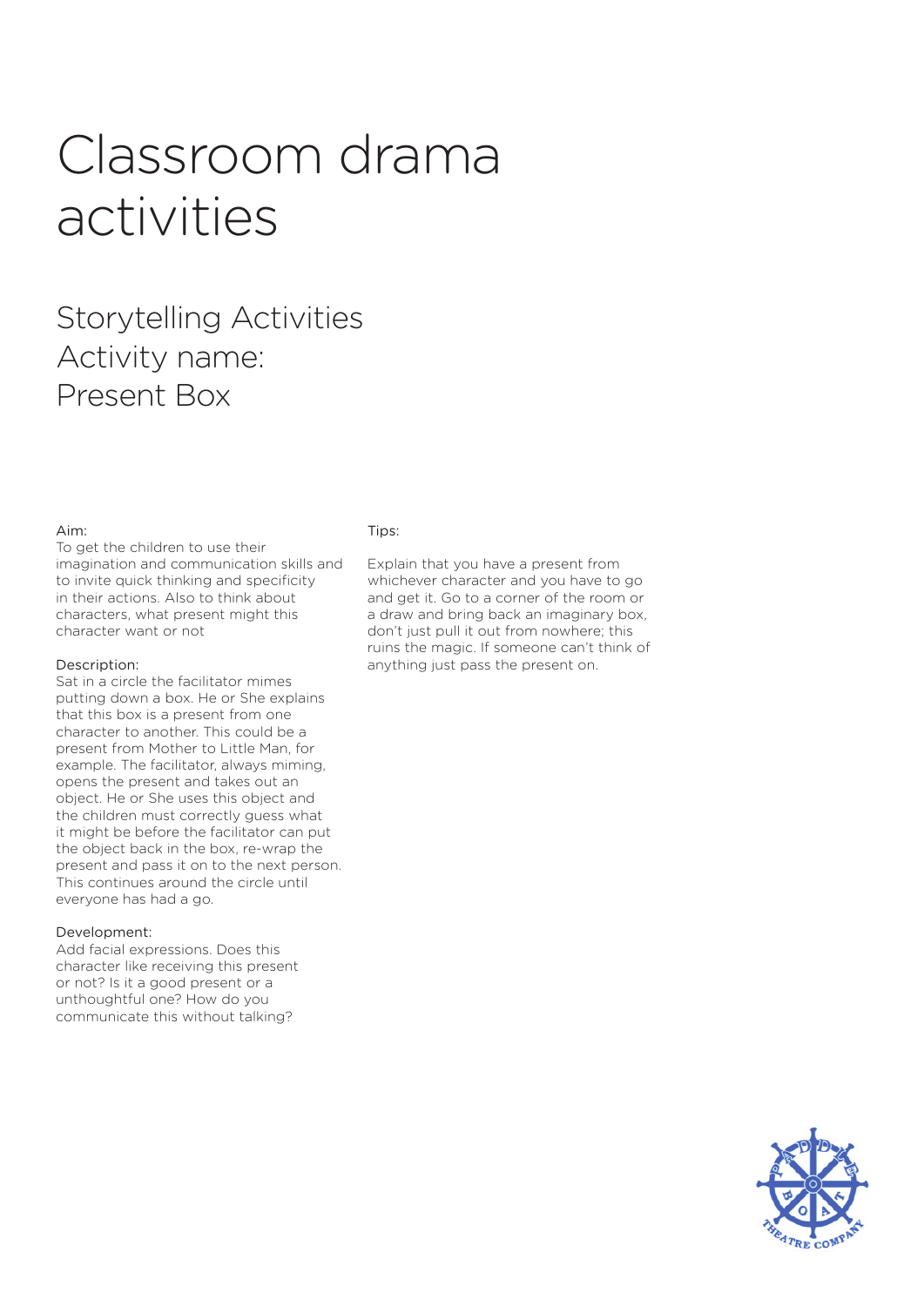# Classroom drama activities

## Storytelling Activities
## Activity name: Present Box

Aim:
To get the children to use their imagination and communication skills and to invite quick thinking and specificity in their actions. Also to think about characters, what present might this character want or not

Description:
Sat in a circle the facilitator mimes putting down a box. He or She explains that this box is a present from one character to another. This could be a present from Mother to Little Man, for example. The facilitator, always miming, opens the present and takes out an object. He or She uses this object and the children must correctly guess what it might be before the facilitator can put the object back in the box, re-wrap the present and pass it on to the next person. This continues around the circle until everyone has had a go.

Development:
Add facial expressions. Does this character like receiving this present or not? Is it a good present or a unthoughtful one? How do you communicate this without talking?

Tips:

Explain that you have a present from whichever character and you have to go and get it. Go to a corner of the room or a draw and bring back an imaginary box, don't just pull it out from nowhere; this ruins the magic. If someone can't think of anything just pass the present on.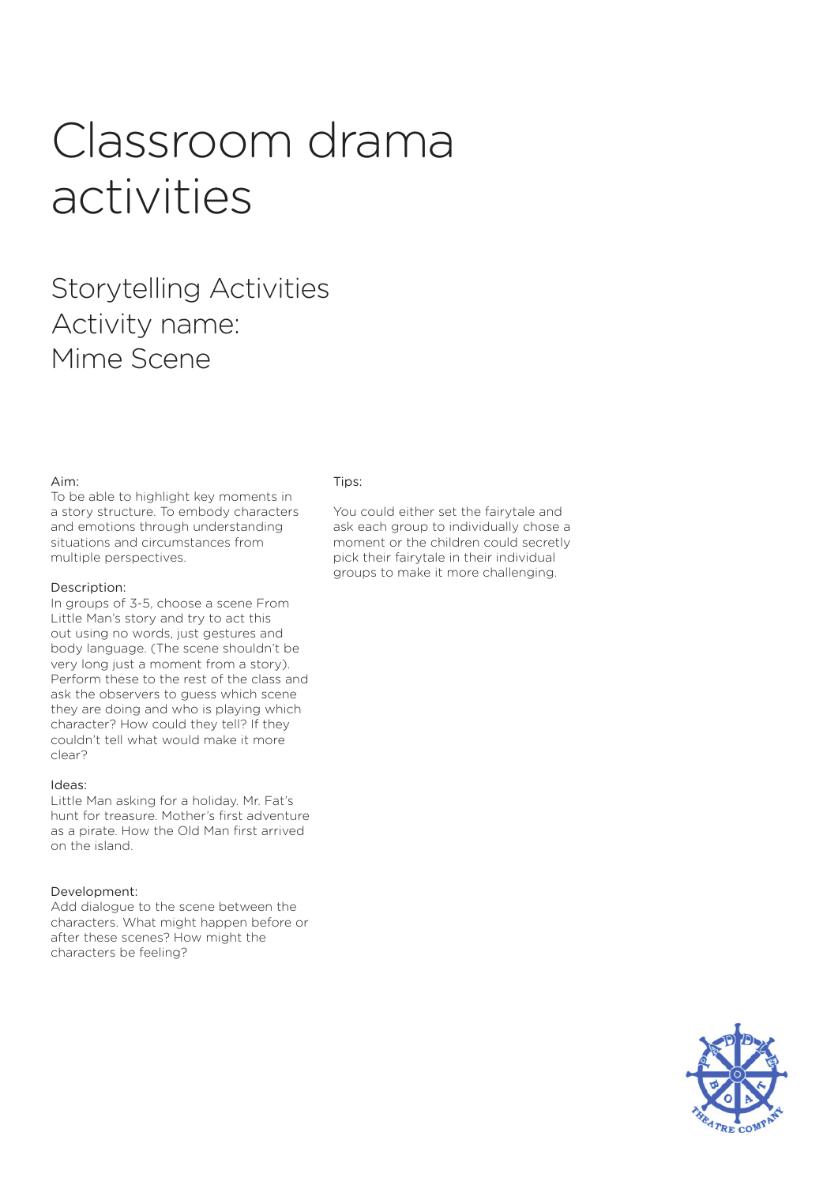# Classroom drama activities

## Storytelling Activities
## Activity name:
## Mime Scene

Aim:
To be able to highlight key moments in a story structure. To embody characters and emotions through understanding situations and circumstances from multiple perspectives.

Description:
In groups of 3-5, choose a scene From Little Man's story and try to act this out using no words, just gestures and body language. (The scene shouldn't be very long just a moment from a story). Perform these to the rest of the class and ask the observers to guess which scene they are doing and who is playing which character? How could they tell? If they couldn't tell what would make it more clear?

Ideas:
Little Man asking for a holiday. Mr. Fat's hunt for treasure. Mother's first adventure as a pirate. How the Old Man first arrived on the island.

Development:
Add dialogue to the scene between the characters. What might happen before or after these scenes? How might the characters be feeling?

Tips:

You could either set the fairytale and ask each group to individually chose a moment or the children could secretly pick their fairytale in their individual groups to make it more challenging.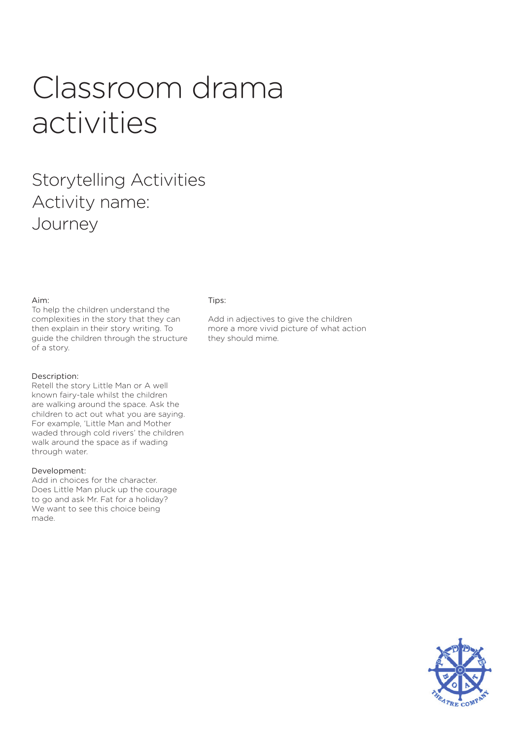# Classroom drama activities

## Storytelling Activities
## Activity name:
## Journey

Aim:
To help the children understand the complexities in the story that they can then explain in their story writing. To guide the children through the structure of a story.

Description:
Retell the story Little Man or A well known fairy-tale whilst the children are walking around the space. Ask the children to act out what you are saying. For example, 'Little Man and Mother waded through cold rivers' the children walk around the space as if wading through water.

Development:
Add in choices for the character. Does Little Man pluck up the courage to go and ask Mr. Fat for a holiday? We want to see this choice being made.

Tips:

Add in adjectives to give the children more a more vivid picture of what action they should mime.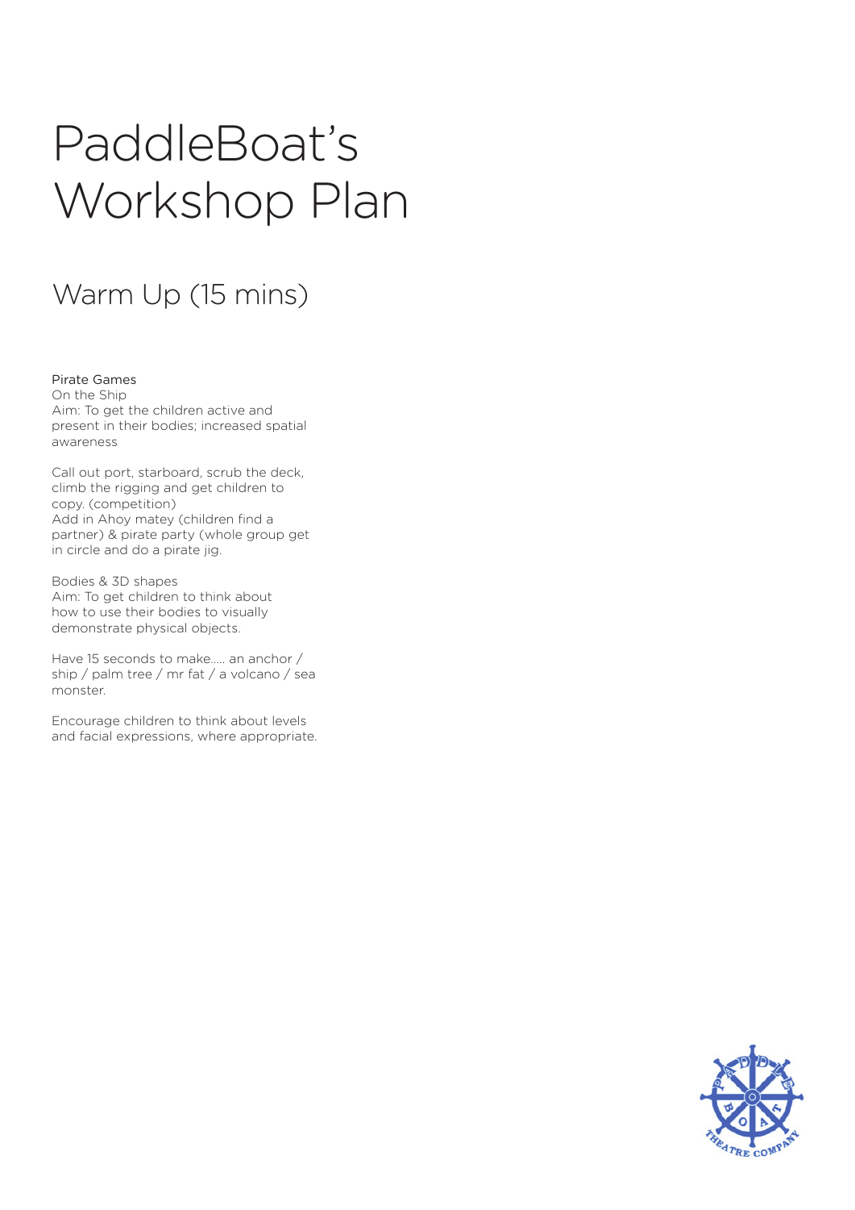# PaddleBoat's Workshop Plan

## Warm Up (15 mins)

Pirate Games
On the Ship
Aim: To get the children active and present in their bodies; increased spatial awareness

Call out port, starboard, scrub the deck, climb the rigging and get children to copy. (competition)
Add in Ahoy matey (children find a partner) & pirate party (whole group get in circle and do a pirate jig.

Bodies & 3D shapes
Aim: To get children to think about how to use their bodies to visually demonstrate physical objects.

Have 15 seconds to make..... an anchor / ship / palm tree / mr fat / a volcano / sea monster.

Encourage children to think about levels and facial expressions, where appropriate.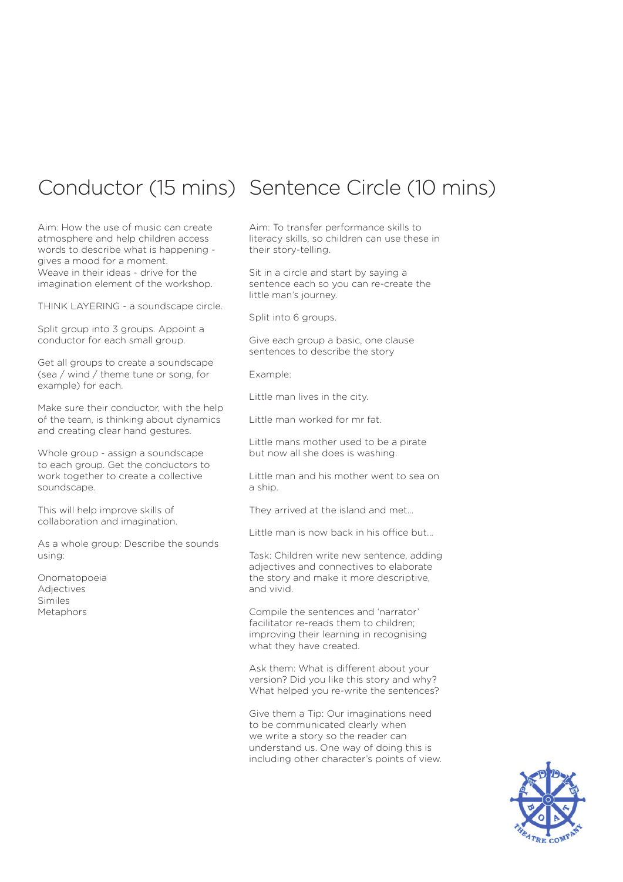## Conductor (15 mins)

Aim: How the use of music can create atmosphere and help children access words to describe what is happening - gives a mood for a moment.
Weave in their ideas - drive for the imagination element of the workshop.

THINK LAYERING - a soundscape circle.

Split group into 3 groups. Appoint a conductor for each small group.

Get all groups to create a soundscape (sea / wind / theme tune or song, for example) for each.

Make sure their conductor, with the help of the team, is thinking about dynamics and creating clear hand gestures.

Whole group - assign a soundscape to each group. Get the conductors to work together to create a collective soundscape.

This will help improve skills of collaboration and imagination.

As a whole group: Describe the sounds using:

Onomatopoeia
Adjectives
Similes
Metaphors

## Sentence Circle (10 mins)

Aim: To transfer performance skills to literacy skills, so children can use these in their story-telling.

Sit in a circle and start by saying a sentence each so you can re-create the little man's journey.

Split into 6 groups.

Give each group a basic, one clause sentences to describe the story

Example:

Little man lives in the city.

Little man worked for mr fat.

Little mans mother used to be a pirate but now all she does is washing.

Little man and his mother went to sea on a ship.

They arrived at the island and met...

Little man is now back in his office but...

Task: Children write new sentence, adding adjectives and connectives to elaborate the story and make it more descriptive, and vivid.

Compile the sentences and 'narrator' facilitator re-reads them to children; improving their learning in recognising what they have created.

Ask them: What is different about your version? Did you like this story and why? What helped you re-write the sentences?

Give them a Tip: Our imaginations need to be communicated clearly when we write a story so the reader can understand us. One way of doing this is including other character's points of view.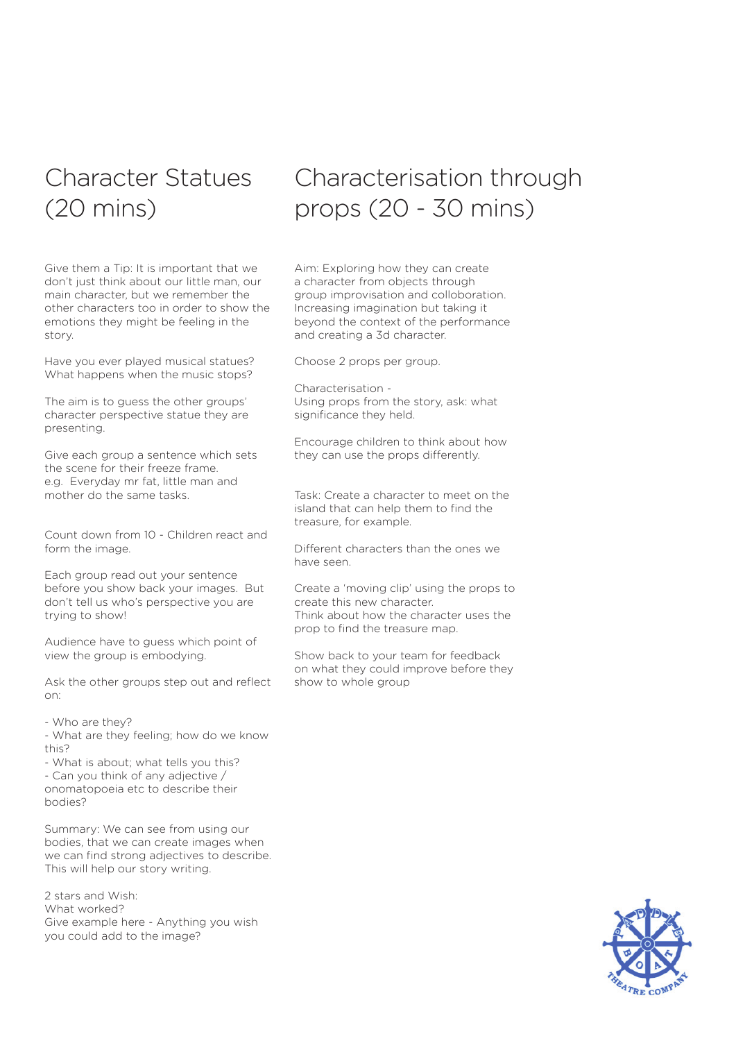## Character Statues (20 mins)

Give them a Tip: It is important that we don't just think about our little man, our main character, but we remember the other characters too in order to show the emotions they might be feeling in the story.

Have you ever played musical statues? What happens when the music stops?

The aim is to guess the other groups' character perspective statue they are presenting.

Give each group a sentence which sets the scene for their freeze frame.
e.g. Everyday mr fat, little man and mother do the same tasks.

Count down from 10 - Children react and form the image.

Each group read out your sentence before you show back your images. But don't tell us who's perspective you are trying to show!

Audience have to guess which point of view the group is embodying.

Ask the other groups step out and reflect on:

- Who are they?
- What are they feeling; how do we know this?
- What is about; what tells you this?
- Can you think of any adjective / onomatopoeia etc to describe their bodies?

Summary: We can see from using our bodies, that we can create images when we can find strong adjectives to describe. This will help our story writing.

2 stars and Wish:
What worked?
Give example here - Anything you wish you could add to the image?

## Characterisation through props (20 - 30 mins)

Aim: Exploring how they can create a character from objects through group improvisation and colloboration. Increasing imagination but taking it beyond the context of the performance and creating a 3d character.

Choose 2 props per group.

Characterisation -
Using props from the story, ask: what significance they held.

Encourage children to think about how they can use the props differently.

Task: Create a character to meet on the island that can help them to find the treasure, for example.

Different characters than the ones we have seen.

Create a 'moving clip' using the props to create this new character.
Think about how the character uses the prop to find the treasure map.

Show back to your team for feedback on what they could improve before they show to whole group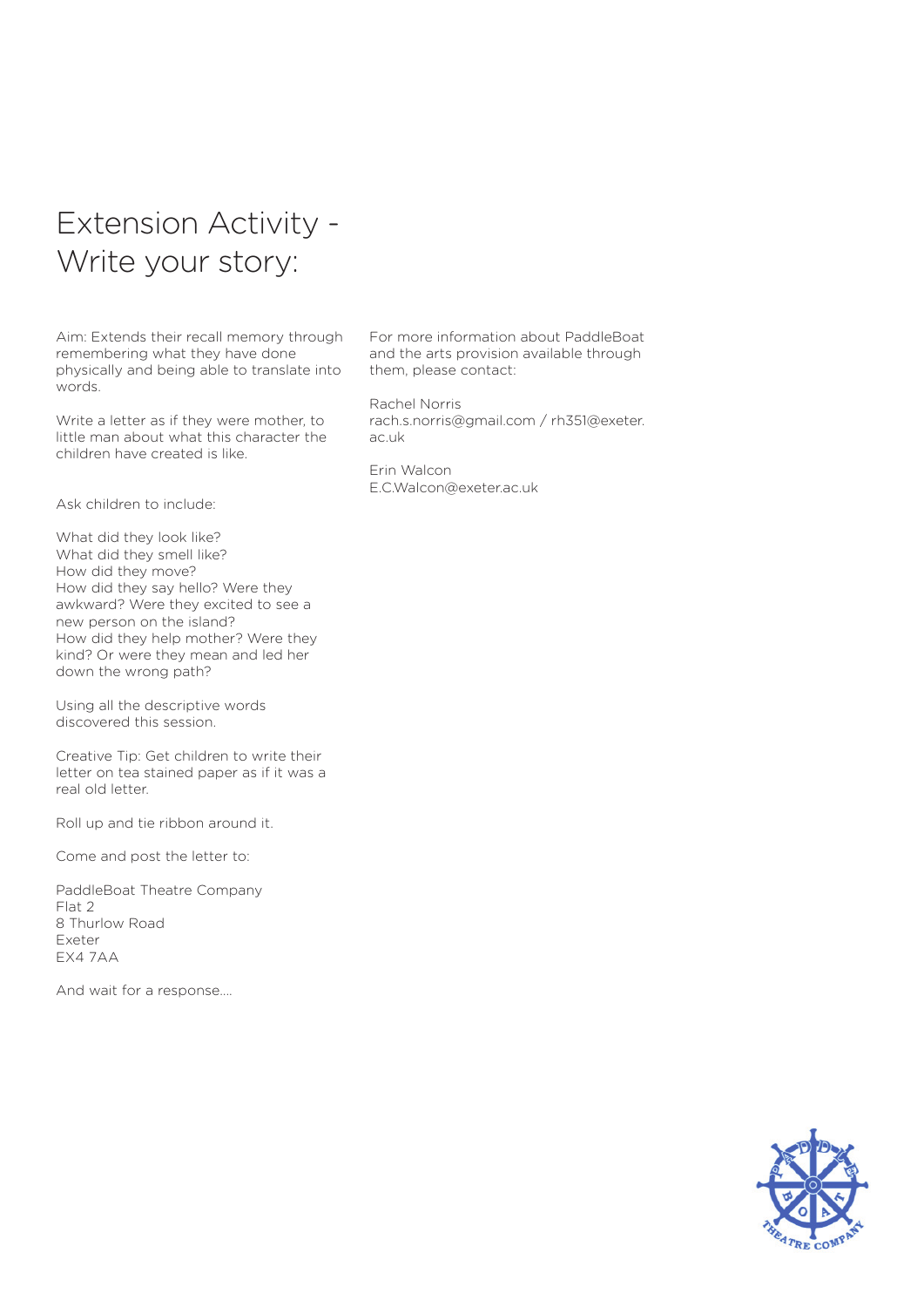# Extension Activity - Write your story:

Aim: Extends their recall memory through remembering what they have done physically and being able to translate into words.

Write a letter as if they were mother, to little man about what this character the children have created is like.

Ask children to include:

What did they look like?
What did they smell like?
How did they move?
How did they say hello? Were they awkward? Were they excited to see a new person on the island?
How did they help mother? Were they kind? Or were they mean and led her down the wrong path?

Using all the descriptive words discovered this session.

Creative Tip: Get children to write their letter on tea stained paper as if it was a real old letter.

Roll up and tie ribbon around it.

Come and post the letter to:

PaddleBoat Theatre Company
Flat 2
8 Thurlow Road
Exeter
EX4 7AA

And wait for a response....

For more information about PaddleBoat and the arts provision available through them, please contact:

Rachel Norris
rach.s.norris@gmail.com / rh351@exeter.ac.uk

Erin Walcon
E.C.Walcon@exeter.ac.uk